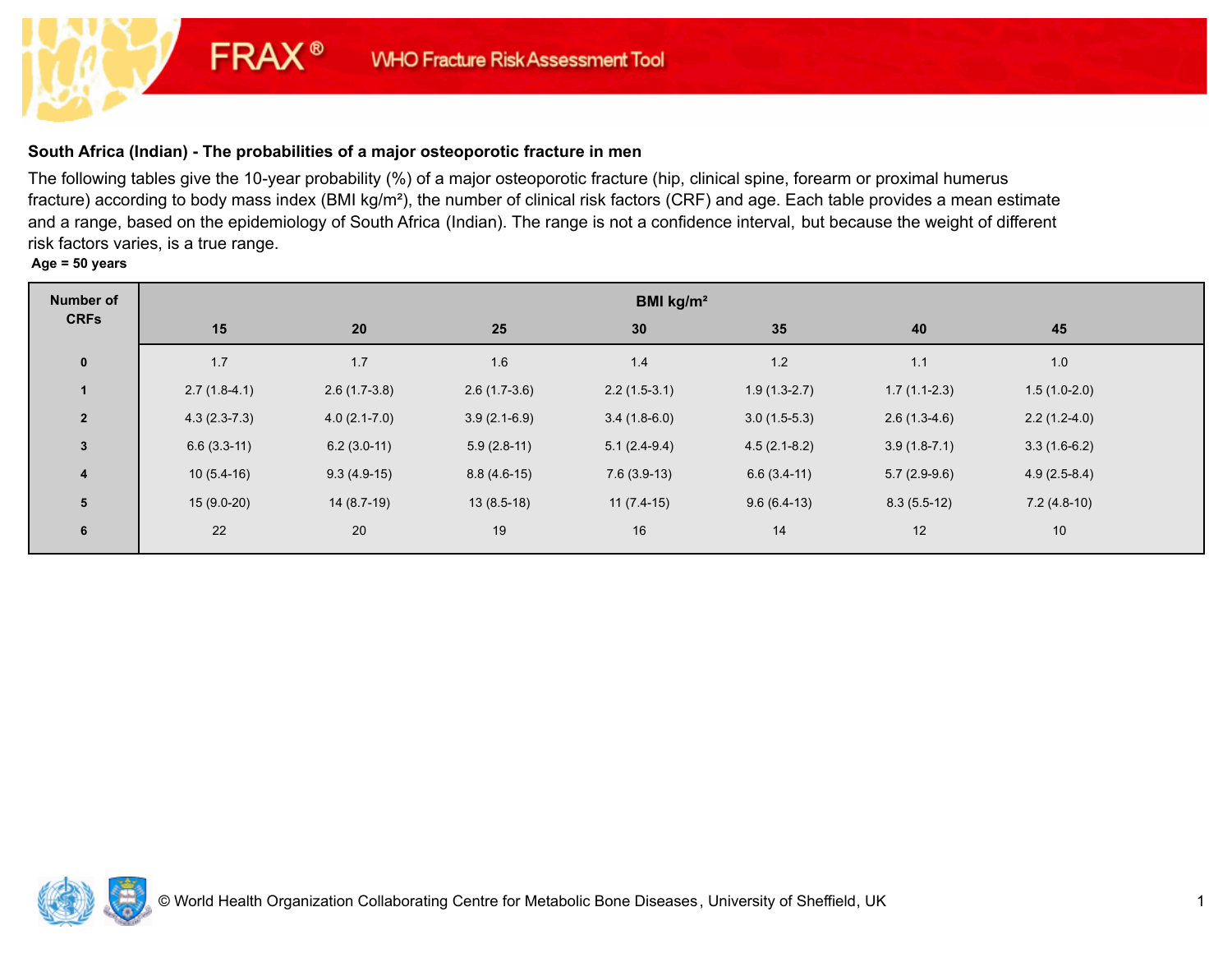FRAX® WHO Fracture Risk Assessment Tool

**South Africa (Indian) - The probabilities of a major osteoporotic fracture in men**

The following tables give the 10-year probability (%) of a major osteoporotic fracture (hip, clinical spine, forearm or proximal humerus fracture) according to body mass index (BMI kg/m²), the number of clinical risk factors (CRF) and age. Each table provides a mean estimate and a range, based on the epidemiology of South Africa (Indian). The range is not a confidence interval, but because the weight of different risk factors varies, is a true range.

**Age = 50 years**

| Number of CRFs | BMI kg/m² | | | | | | |
|---|---|---|---|---|---|---|---|
| | 15 | 20 | 25 | 30 | 35 | 40 | 45 |
| 0 | 1.7 | 1.7 | 1.6 | 1.4 | 1.2 | 1.1 | 1.0 |
| 1 | 2.7 (1.8-4.1) | 2.6 (1.7-3.8) | 2.6 (1.7-3.6) | 2.2 (1.5-3.1) | 1.9 (1.3-2.7) | 1.7 (1.1-2.3) | 1.5 (1.0-2.0) |
| 2 | 4.3 (2.3-7.3) | 4.0 (2.1-7.0) | 3.9 (2.1-6.9) | 3.4 (1.8-6.0) | 3.0 (1.5-5.3) | 2.6 (1.3-4.6) | 2.2 (1.2-4.0) |
| 3 | 6.6 (3.3-11) | 6.2 (3.0-11) | 5.9 (2.8-11) | 5.1 (2.4-9.4) | 4.5 (2.1-8.2) | 3.9 (1.8-7.1) | 3.3 (1.6-6.2) |
| 4 | 10 (5.4-16) | 9.3 (4.9-15) | 8.8 (4.6-15) | 7.6 (3.9-13) | 6.6 (3.4-11) | 5.7 (2.9-9.6) | 4.9 (2.5-8.4) |
| 5 | 15 (9.0-20) | 14 (8.7-19) | 13 (8.5-18) | 11 (7.4-15) | 9.6 (6.4-13) | 8.3 (5.5-12) | 7.2 (4.8-10) |
| 6 | 22 | 20 | 19 | 16 | 14 | 12 | 10 |

© World Health Organization Collaborating Centre for Metabolic Bone Diseases, University of Sheffield, UK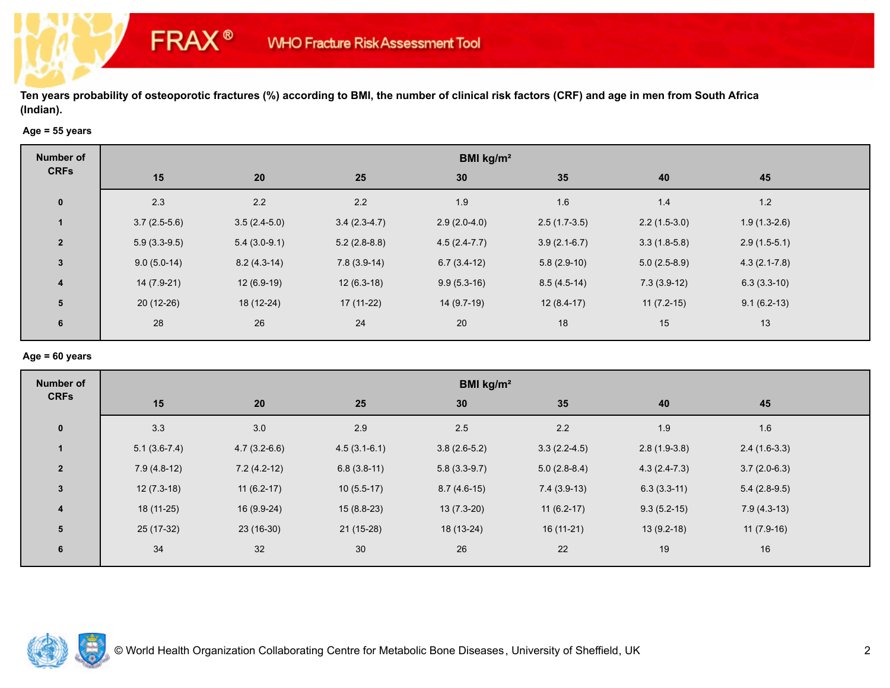**Ten years probability of osteoporotic fractures (%) according to BMI, the number of clinical risk factors (CRF) and age in men from South Africa (Indian).**

**Age = 55 years**

| Number of CRFs | BMI kg/m² | | | | | | |
|---|---|---|---|---|---|---|---|
| | 15 | 20 | 25 | 30 | 35 | 40 | 45 |
| 0 | 2.3 | 2.2 | 2.2 | 1.9 | 1.6 | 1.4 | 1.2 |
| 1 | 3.7 (2.5-5.6) | 3.5 (2.4-5.0) | 3.4 (2.3-4.7) | 2.9 (2.0-4.0) | 2.5 (1.7-3.5) | 2.2 (1.5-3.0) | 1.9 (1.3-2.6) |
| 2 | 5.9 (3.3-9.5) | 5.4 (3.0-9.1) | 5.2 (2.8-8.8) | 4.5 (2.4-7.7) | 3.9 (2.1-6.7) | 3.3 (1.8-5.8) | 2.9 (1.5-5.1) |
| 3 | 9.0 (5.0-14) | 8.2 (4.3-14) | 7.8 (3.9-14) | 6.7 (3.4-12) | 5.8 (2.9-10) | 5.0 (2.5-8.9) | 4.3 (2.1-7.8) |
| 4 | 14 (7.9-21) | 12 (6.9-19) | 12 (6.3-18) | 9.9 (5.3-16) | 8.5 (4.5-14) | 7.3 (3.9-12) | 6.3 (3.3-10) |
| 5 | 20 (12-26) | 18 (12-24) | 17 (11-22) | 14 (9.7-19) | 12 (8.4-17) | 11 (7.2-15) | 9.1 (6.2-13) |
| 6 | 28 | 26 | 24 | 20 | 18 | 15 | 13 |

**Age = 60 years**

| Number of CRFs | BMI kg/m² | | | | | | |
|---|---|---|---|---|---|---|---|
| | 15 | 20 | 25 | 30 | 35 | 40 | 45 |
| 0 | 3.3 | 3.0 | 2.9 | 2.5 | 2.2 | 1.9 | 1.6 |
| 1 | 5.1 (3.6-7.4) | 4.7 (3.2-6.6) | 4.5 (3.1-6.1) | 3.8 (2.6-5.2) | 3.3 (2.2-4.5) | 2.8 (1.9-3.8) | 2.4 (1.6-3.3) |
| 2 | 7.9 (4.8-12) | 7.2 (4.2-12) | 6.8 (3.8-11) | 5.8 (3.3-9.7) | 5.0 (2.8-8.4) | 4.3 (2.4-7.3) | 3.7 (2.0-6.3) |
| 3 | 12 (7.3-18) | 11 (6.2-17) | 10 (5.5-17) | 8.7 (4.6-15) | 7.4 (3.9-13) | 6.3 (3.3-11) | 5.4 (2.8-9.5) |
| 4 | 18 (11-25) | 16 (9.9-24) | 15 (8.8-23) | 13 (7.3-20) | 11 (6.2-17) | 9.3 (5.2-15) | 7.9 (4.3-13) |
| 5 | 25 (17-32) | 23 (16-30) | 21 (15-28) | 18 (13-24) | 16 (11-21) | 13 (9.2-18) | 11 (7.9-16) |
| 6 | 34 | 32 | 30 | 26 | 22 | 19 | 16 |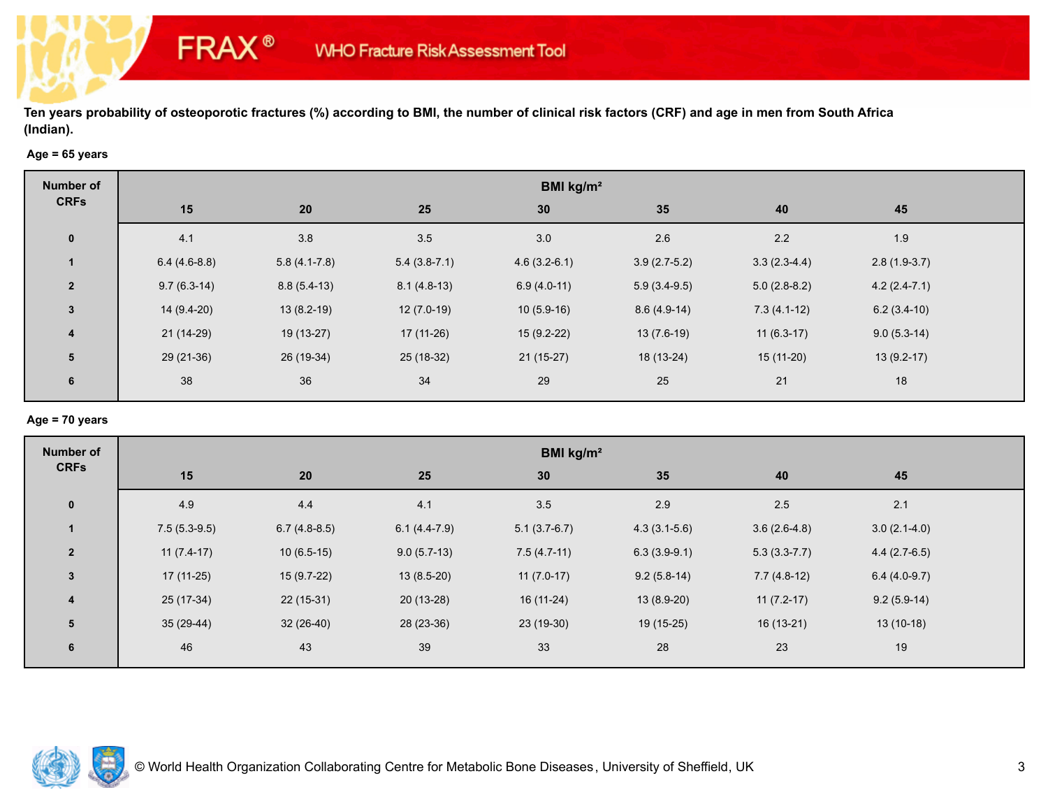**Ten years probability of osteoporotic fractures (%) according to BMI, the number of clinical risk factors (CRF) and age in men from South Africa (Indian).**

**Age = 65 years**

| Number of CRFs | BMI kg/m² | | | | | | |
|---|---|---|---|---|---|---|---|
| | 15 | 20 | 25 | 30 | 35 | 40 | 45 |
| 0 | 4.1 | 3.8 | 3.5 | 3.0 | 2.6 | 2.2 | 1.9 |
| 1 | 6.4 (4.6-8.8) | 5.8 (4.1-7.8) | 5.4 (3.8-7.1) | 4.6 (3.2-6.1) | 3.9 (2.7-5.2) | 3.3 (2.3-4.4) | 2.8 (1.9-3.7) |
| 2 | 9.7 (6.3-14) | 8.8 (5.4-13) | 8.1 (4.8-13) | 6.9 (4.0-11) | 5.9 (3.4-9.5) | 5.0 (2.8-8.2) | 4.2 (2.4-7.1) |
| 3 | 14 (9.4-20) | 13 (8.2-19) | 12 (7.0-19) | 10 (5.9-16) | 8.6 (4.9-14) | 7.3 (4.1-12) | 6.2 (3.4-10) |
| 4 | 21 (14-29) | 19 (13-27) | 17 (11-26) | 15 (9.2-22) | 13 (7.6-19) | 11 (6.3-17) | 9.0 (5.3-14) |
| 5 | 29 (21-36) | 26 (19-34) | 25 (18-32) | 21 (15-27) | 18 (13-24) | 15 (11-20) | 13 (9.2-17) |
| 6 | 38 | 36 | 34 | 29 | 25 | 21 | 18 |

**Age = 70 years**

| Number of CRFs | BMI kg/m² | | | | | | |
|---|---|---|---|---|---|---|---|
| | 15 | 20 | 25 | 30 | 35 | 40 | 45 |
| 0 | 4.9 | 4.4 | 4.1 | 3.5 | 2.9 | 2.5 | 2.1 |
| 1 | 7.5 (5.3-9.5) | 6.7 (4.8-8.5) | 6.1 (4.4-7.9) | 5.1 (3.7-6.7) | 4.3 (3.1-5.6) | 3.6 (2.6-4.8) | 3.0 (2.1-4.0) |
| 2 | 11 (7.4-17) | 10 (6.5-15) | 9.0 (5.7-13) | 7.5 (4.7-11) | 6.3 (3.9-9.1) | 5.3 (3.3-7.7) | 4.4 (2.7-6.5) |
| 3 | 17 (11-25) | 15 (9.7-22) | 13 (8.5-20) | 11 (7.0-17) | 9.2 (5.8-14) | 7.7 (4.8-12) | 6.4 (4.0-9.7) |
| 4 | 25 (17-34) | 22 (15-31) | 20 (13-28) | 16 (11-24) | 13 (8.9-20) | 11 (7.2-17) | 9.2 (5.9-14) |
| 5 | 35 (29-44) | 32 (26-40) | 28 (23-36) | 23 (19-30) | 19 (15-25) | 16 (13-21) | 13 (10-18) |
| 6 | 46 | 43 | 39 | 33 | 28 | 23 | 19 |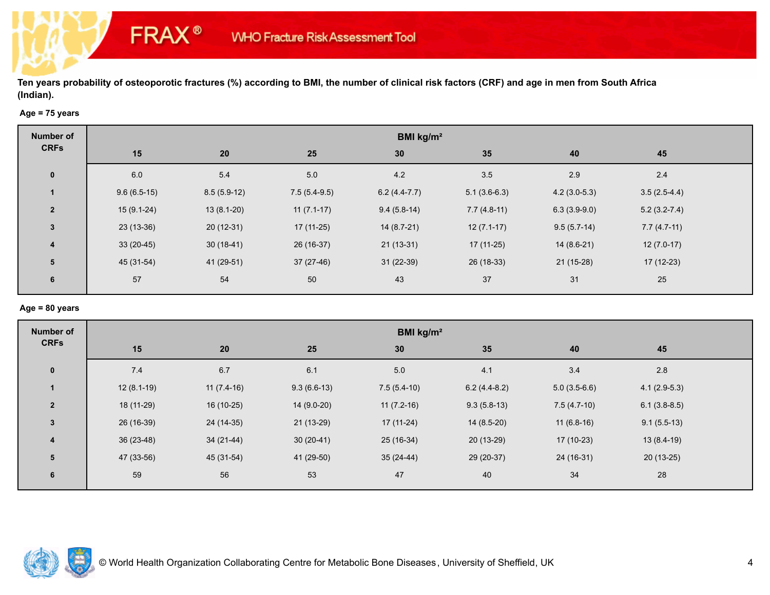Ten years probability of osteoporotic fractures (%) according to BMI, the number of clinical risk factors (CRF) and age in men from South Africa (Indian).

**Age = 75 years**

| Number of CRFs | BMI kg/m² | | | | | | |
|---|---|---|---|---|---|---|---|
| | 15 | 20 | 25 | 30 | 35 | 40 | 45 |
| 0 | 6.0 | 5.4 | 5.0 | 4.2 | 3.5 | 2.9 | 2.4 |
| 1 | 9.6 (6.5-15) | 8.5 (5.9-12) | 7.5 (5.4-9.5) | 6.2 (4.4-7.7) | 5.1 (3.6-6.3) | 4.2 (3.0-5.3) | 3.5 (2.5-4.4) |
| 2 | 15 (9.1-24) | 13 (8.1-20) | 11 (7.1-17) | 9.4 (5.8-14) | 7.7 (4.8-11) | 6.3 (3.9-9.0) | 5.2 (3.2-7.4) |
| 3 | 23 (13-36) | 20 (12-31) | 17 (11-25) | 14 (8.7-21) | 12 (7.1-17) | 9.5 (5.7-14) | 7.7 (4.7-11) |
| 4 | 33 (20-45) | 30 (18-41) | 26 (16-37) | 21 (13-31) | 17 (11-25) | 14 (8.6-21) | 12 (7.0-17) |
| 5 | 45 (31-54) | 41 (29-51) | 37 (27-46) | 31 (22-39) | 26 (18-33) | 21 (15-28) | 17 (12-23) |
| 6 | 57 | 54 | 50 | 43 | 37 | 31 | 25 |

**Age = 80 years**

| Number of CRFs | BMI kg/m² | | | | | | |
|---|---|---|---|---|---|---|---|
| | 15 | 20 | 25 | 30 | 35 | 40 | 45 |
| 0 | 7.4 | 6.7 | 6.1 | 5.0 | 4.1 | 3.4 | 2.8 |
| 1 | 12 (8.1-19) | 11 (7.4-16) | 9.3 (6.6-13) | 7.5 (5.4-10) | 6.2 (4.4-8.2) | 5.0 (3.5-6.6) | 4.1 (2.9-5.3) |
| 2 | 18 (11-29) | 16 (10-25) | 14 (9.0-20) | 11 (7.2-16) | 9.3 (5.8-13) | 7.5 (4.7-10) | 6.1 (3.8-8.5) |
| 3 | 26 (16-39) | 24 (14-35) | 21 (13-29) | 17 (11-24) | 14 (8.5-20) | 11 (6.8-16) | 9.1 (5.5-13) |
| 4 | 36 (23-48) | 34 (21-44) | 30 (20-41) | 25 (16-34) | 20 (13-29) | 17 (10-23) | 13 (8.4-19) |
| 5 | 47 (33-56) | 45 (31-54) | 41 (29-50) | 35 (24-44) | 29 (20-37) | 24 (16-31) | 20 (13-25) |
| 6 | 59 | 56 | 53 | 47 | 40 | 34 | 28 |

© World Health Organization Collaborating Centre for Metabolic Bone Diseases, University of Sheffield, UK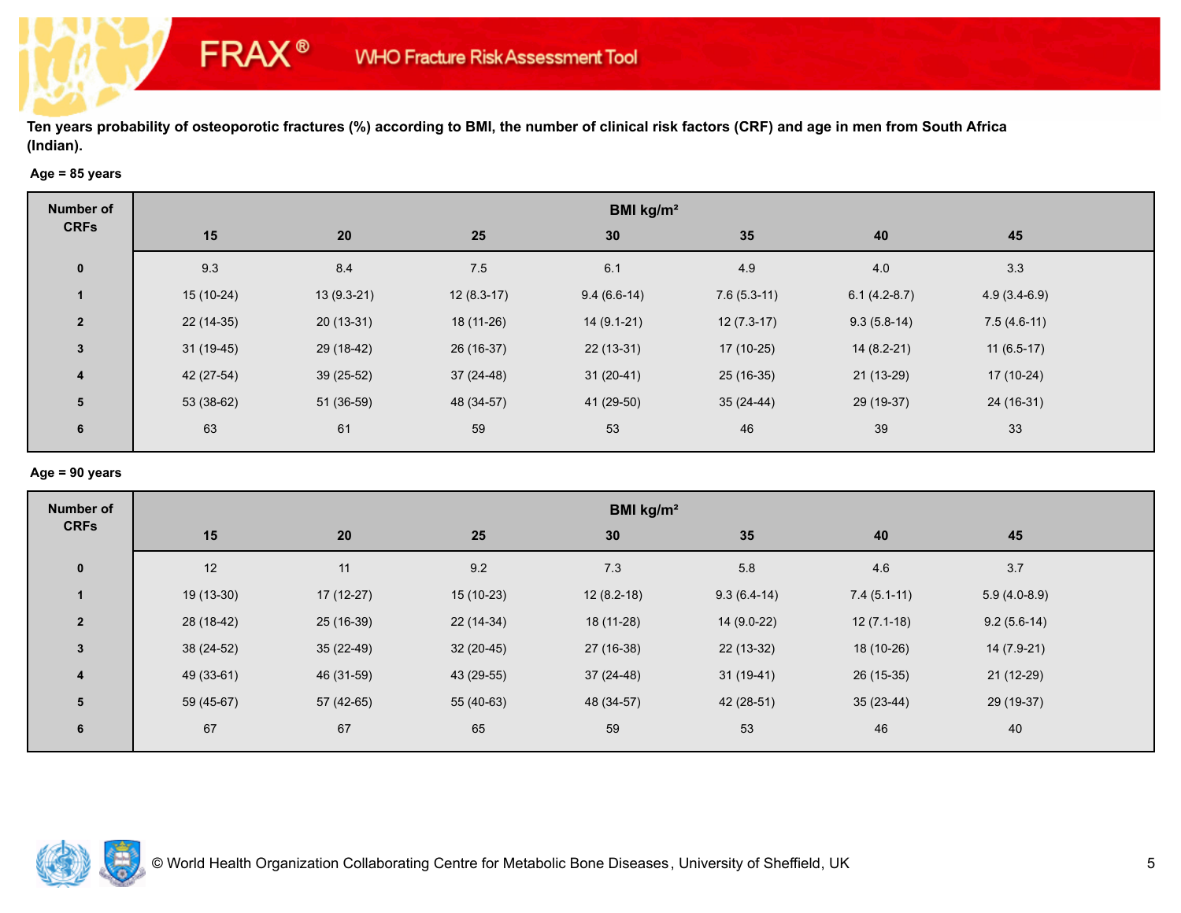FRAX® WHO Fracture Risk Assessment Tool

**Ten years probability of osteoporotic fractures (%) according to BMI, the number of clinical risk factors (CRF) and age in men from South Africa (Indian).**

**Age = 85 years**

| Number of CRFs | BMI kg/m² | | | | | | |
|---|---|---|---|---|---|---|---|
| | 15 | 20 | 25 | 30 | 35 | 40 | 45 |
| 0 | 9.3 | 8.4 | 7.5 | 6.1 | 4.9 | 4.0 | 3.3 |
| 1 | 15 (10-24) | 13 (9.3-21) | 12 (8.3-17) | 9.4 (6.6-14) | 7.6 (5.3-11) | 6.1 (4.2-8.7) | 4.9 (3.4-6.9) |
| 2 | 22 (14-35) | 20 (13-31) | 18 (11-26) | 14 (9.1-21) | 12 (7.3-17) | 9.3 (5.8-14) | 7.5 (4.6-11) |
| 3 | 31 (19-45) | 29 (18-42) | 26 (16-37) | 22 (13-31) | 17 (10-25) | 14 (8.2-21) | 11 (6.5-17) |
| 4 | 42 (27-54) | 39 (25-52) | 37 (24-48) | 31 (20-41) | 25 (16-35) | 21 (13-29) | 17 (10-24) |
| 5 | 53 (38-62) | 51 (36-59) | 48 (34-57) | 41 (29-50) | 35 (24-44) | 29 (19-37) | 24 (16-31) |
| 6 | 63 | 61 | 59 | 53 | 46 | 39 | 33 |

**Age = 90 years**

| Number of CRFs | BMI kg/m² | | | | | | |
|---|---|---|---|---|---|---|---|
| | 15 | 20 | 25 | 30 | 35 | 40 | 45 |
| 0 | 12 | 11 | 9.2 | 7.3 | 5.8 | 4.6 | 3.7 |
| 1 | 19 (13-30) | 17 (12-27) | 15 (10-23) | 12 (8.2-18) | 9.3 (6.4-14) | 7.4 (5.1-11) | 5.9 (4.0-8.9) |
| 2 | 28 (18-42) | 25 (16-39) | 22 (14-34) | 18 (11-28) | 14 (9.0-22) | 12 (7.1-18) | 9.2 (5.6-14) |
| 3 | 38 (24-52) | 35 (22-49) | 32 (20-45) | 27 (16-38) | 22 (13-32) | 18 (10-26) | 14 (7.9-21) |
| 4 | 49 (33-61) | 46 (31-59) | 43 (29-55) | 37 (24-48) | 31 (19-41) | 26 (15-35) | 21 (12-29) |
| 5 | 59 (45-67) | 57 (42-65) | 55 (40-63) | 48 (34-57) | 42 (28-51) | 35 (23-44) | 29 (19-37) |
| 6 | 67 | 67 | 65 | 59 | 53 | 46 | 40 |

© World Health Organization Collaborating Centre for Metabolic Bone Diseases, University of Sheffield, UK